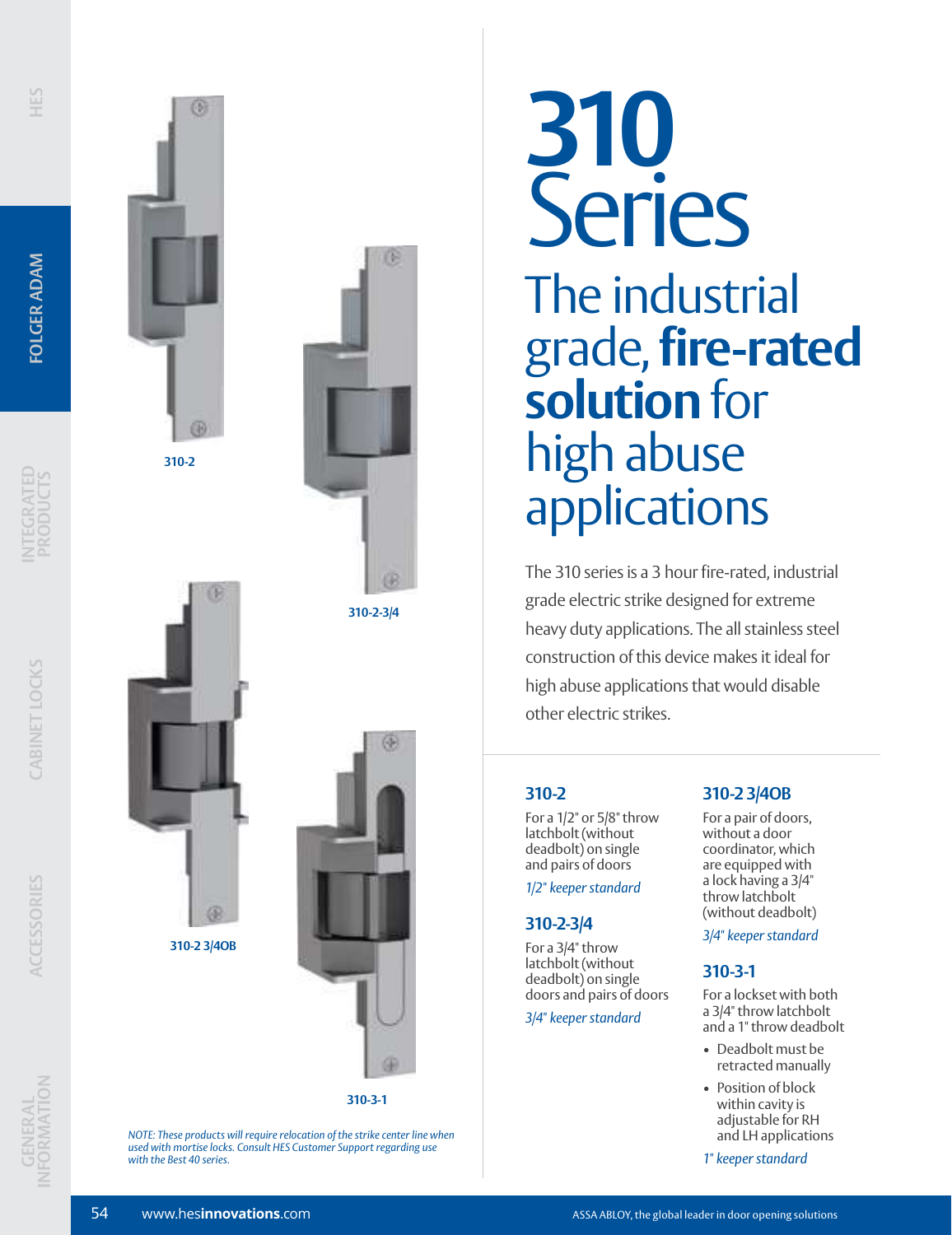# 310 Series

## The industrial grade, **fire-rated solution** for high abuse applications

The 310 series is a 3 hour fire-rated, industrial grade electric strike designed for extreme heavy duty applications. The all stainless steel construction of this device makes it ideal for high abuse applications that would disable other electric strikes.

310-2

310-2-3/4

310-2 3/4OB

310-3-1

*NOTE: These products will require relocation of the strike center line when used with mortise locks. Consult HES Customer Support regarding use with the Best 40 series.*

### 310-2

For a 1/2" or 5/8" throw latchbolt (without deadbolt) on single and pairs of doors

*1/2" keeper standard*

### 310-2-3/4

For a 3/4" throw latchbolt (without deadbolt) on single doors and pairs of doors

*3/4" keeper standard*

### 310-2 3/4OB

For a pair of doors, without a door coordinator, which are equipped with a lock having a 3/4" throw latchbolt (without deadbolt)

*3/4" keeper standard*

### 310-3-1

For a lockset with both a 3/4" throw latchbolt and a 1" throw deadbolt

- Deadbolt must be retracted manually
- Position of block within cavity is adjustable for RH and LH applications

*1" keeper standard*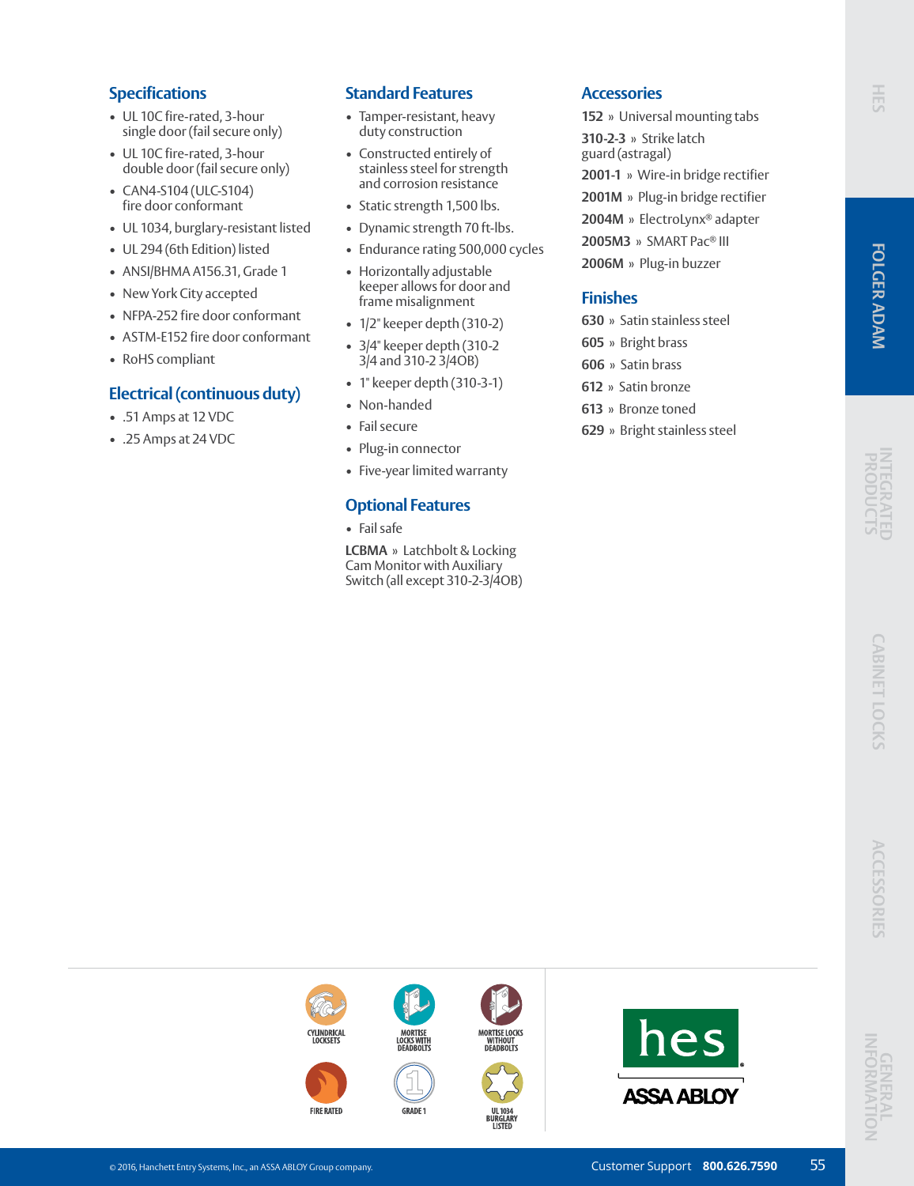## Specifications

- UL 10C fire-rated, 3-hour single door (fail secure only)
- UL 10C fire-rated, 3-hour double door (fail secure only)
- CAN4-S104 (ULC-S104) fire door conformant
- UL 1034, burglary-resistant listed
- UL 294 (6th Edition) listed
- ANSI/BHMA A156.31, Grade 1
- New York City accepted
- NFPA-252 fire door conformant
- ASTM-E152 fire door conformant
- RoHS compliant

## Electrical (continuous duty)

- .51 Amps at 12 VDC
- .25 Amps at 24 VDC

## Standard Features

- Tamper-resistant, heavy duty construction
- Constructed entirely of stainless steel for strength and corrosion resistance
- Static strength 1,500 lbs.
- Dynamic strength 70 ft-lbs.
- Endurance rating 500,000 cycles
- Horizontally adjustable keeper allows for door and frame misalignment
- 1/2" keeper depth (310-2)
- 3/4" keeper depth (310-2 3/4 and 310-2 3/4OB)
- 1" keeper depth (310-3-1)
- Non-handed
- Fail secure
- Plug-in connector
- Five-year limited warranty

## Optional Features

- Fail safe

**LCBMA** » Latchbolt & Locking Cam Monitor with Auxiliary Switch (all except 310-2-3/4OB)

## Accessories

**152** » Universal mounting tabs

**310-2-3** » Strike latch guard (astragal)

**2001-1** » Wire-in bridge rectifier

**2001M** » Plug-in bridge rectifier

**2004M** » ElectroLynx® adapter

**2005M3** » SMART Pac® III

**2006M** » Plug-in buzzer

## Finishes

**630** » Satin stainless steel

**605** » Bright brass

**606** » Satin brass

**612** » Satin bronze

**613** » Bronze toned

**629** » Bright stainless steel

CYLINDRICAL LOCKSETS

MORTISE LOCKS WITH DEADBOLTS

MORTISE LOCKS WITHOUT DEADBOLTS

FIRE RATED

GRADE 1

UL 1034 BURGLARY LISTED

hes ASSA ABLOY

© 2016, Hanchett Entry Systems, Inc., an ASSA ABLOY Group company.

Customer Support **800.626.7590**